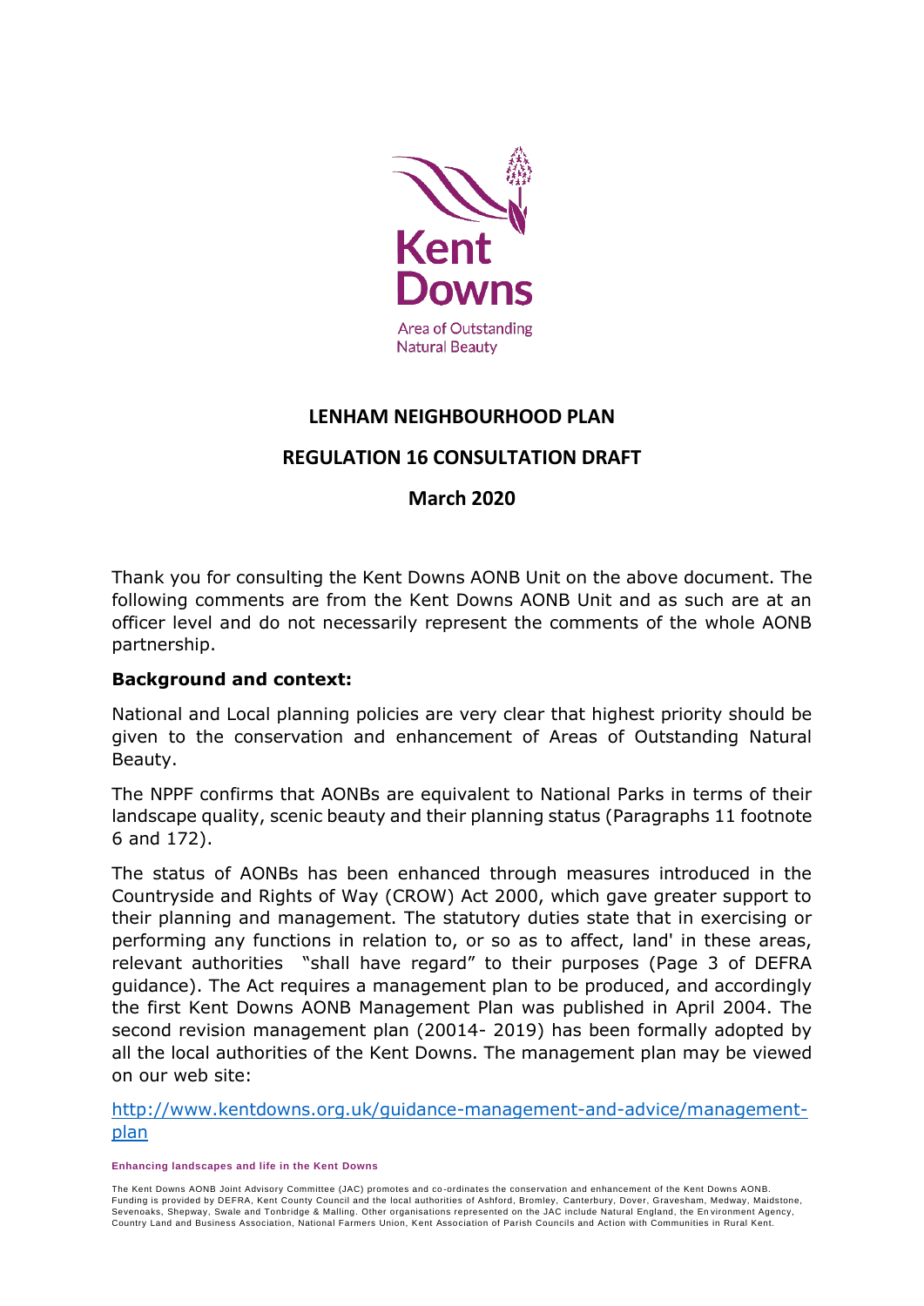Kent Downs

Area of Outstanding Natural Beauty

# LENHAM NEIGHBOURHOOD PLAN

## REGULATION 16 CONSULTATION DRAFT

## March 2020

Thank you for consulting the Kent Downs AONB Unit on the above document. The following comments are from the Kent Downs AONB Unit and as such are at an officer level and do not necessarily represent the comments of the whole AONB partnership.

**Background and context:**

National and Local planning policies are very clear that highest priority should be given to the conservation and enhancement of Areas of Outstanding Natural Beauty.

The NPPF confirms that AONBs are equivalent to National Parks in terms of their landscape quality, scenic beauty and their planning status (Paragraphs 11 footnote 6 and 172).

The status of AONBs has been enhanced through measures introduced in the Countryside and Rights of Way (CROW) Act 2000, which gave greater support to their planning and management. The statutory duties state that in exercising or performing any functions in relation to, or so as to affect, land' in these areas, relevant authorities "shall have regard" to their purposes (Page 3 of DEFRA guidance). The Act requires a management plan to be produced, and accordingly the first Kent Downs AONB Management Plan was published in April 2004. The second revision management plan (20014- 2019) has been formally adopted by all the local authorities of the Kent Downs. The management plan may be viewed on our web site:

http://www.kentdowns.org.uk/guidance-management-and-advice/management-plan

**Enhancing landscapes and life in the Kent Downs**

The Kent Downs AONB Joint Advisory Committee (JAC) promotes and co-ordinates the conservation and enhancement of the Kent Downs AONB. Funding is provided by DEFRA, Kent County Council and the local authorities of Ashford, Bromley, Canterbury, Dover, Gravesham, Medway, Maidstone, Sevenoaks, Shepway, Swale and Tonbridge & Malling. Other organisations represented on the JAC include Natural England, the Environment Agency, Country Land and Business Association, National Farmers Union, Kent Association of Parish Councils and Action with Communities in Rural Kent.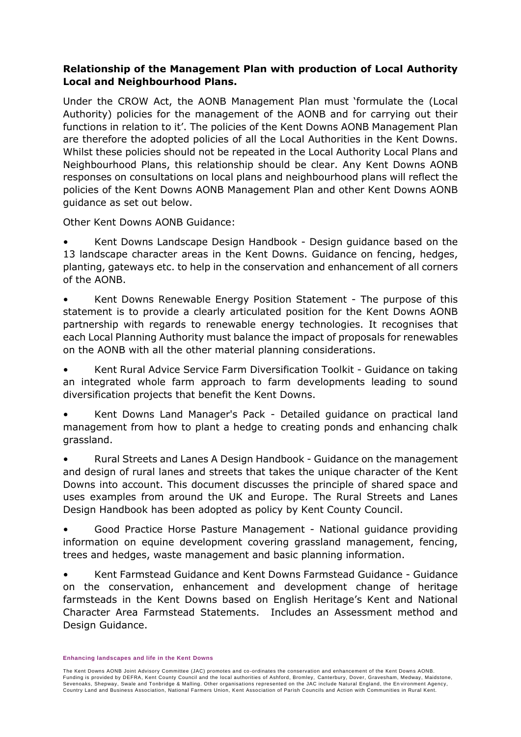**Relationship of the Management Plan with production of Local Authority Local and Neighbourhood Plans.**

Under the CROW Act, the AONB Management Plan must 'formulate the (Local Authority) policies for the management of the AONB and for carrying out their functions in relation to it'. The policies of the Kent Downs AONB Management Plan are therefore the adopted policies of all the Local Authorities in the Kent Downs. Whilst these policies should not be repeated in the Local Authority Local Plans and Neighbourhood Plans, this relationship should be clear. Any Kent Downs AONB responses on consultations on local plans and neighbourhood plans will reflect the policies of the Kent Downs AONB Management Plan and other Kent Downs AONB guidance as set out below.

Other Kent Downs AONB Guidance:

- Kent Downs Landscape Design Handbook - Design guidance based on the 13 landscape character areas in the Kent Downs. Guidance on fencing, hedges, planting, gateways etc. to help in the conservation and enhancement of all corners of the AONB.
- Kent Downs Renewable Energy Position Statement - The purpose of this statement is to provide a clearly articulated position for the Kent Downs AONB partnership with regards to renewable energy technologies. It recognises that each Local Planning Authority must balance the impact of proposals for renewables on the AONB with all the other material planning considerations.
- Kent Rural Advice Service Farm Diversification Toolkit - Guidance on taking an integrated whole farm approach to farm developments leading to sound diversification projects that benefit the Kent Downs.
- Kent Downs Land Manager's Pack - Detailed guidance on practical land management from how to plant a hedge to creating ponds and enhancing chalk grassland.
- Rural Streets and Lanes A Design Handbook - Guidance on the management and design of rural lanes and streets that takes the unique character of the Kent Downs into account. This document discusses the principle of shared space and uses examples from around the UK and Europe. The Rural Streets and Lanes Design Handbook has been adopted as policy by Kent County Council.
- Good Practice Horse Pasture Management - National guidance providing information on equine development covering grassland management, fencing, trees and hedges, waste management and basic planning information.
- Kent Farmstead Guidance and Kent Downs Farmstead Guidance - Guidance on the conservation, enhancement and development change of heritage farmsteads in the Kent Downs based on English Heritage's Kent and National Character Area Farmstead Statements. Includes an Assessment method and Design Guidance.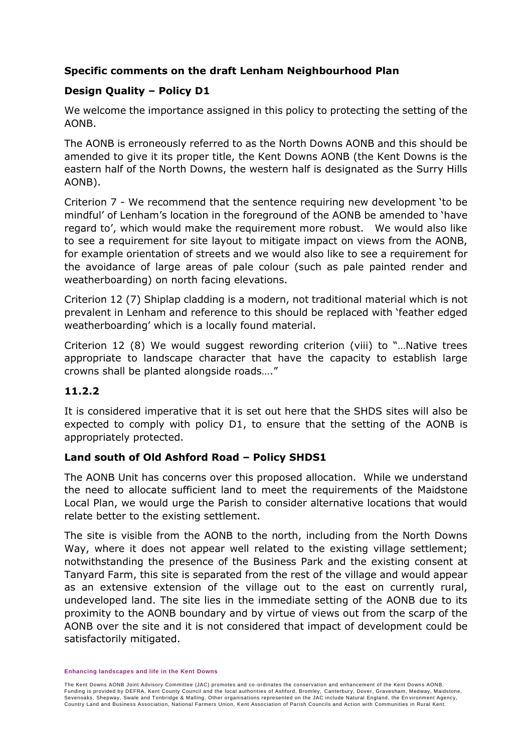## Specific comments on the draft Lenham Neighbourhood Plan

### Design Quality – Policy D1

We welcome the importance assigned in this policy to protecting the setting of the AONB.

The AONB is erroneously referred to as the North Downs AONB and this should be amended to give it its proper title, the Kent Downs AONB (the Kent Downs is the eastern half of the North Downs, the western half is designated as the Surry Hills AONB).

Criterion 7 - We recommend that the sentence requiring new development 'to be mindful' of Lenham's location in the foreground of the AONB be amended to 'have regard to', which would make the requirement more robust. We would also like to see a requirement for site layout to mitigate impact on views from the AONB, for example orientation of streets and we would also like to see a requirement for the avoidance of large areas of pale colour (such as pale painted render and weatherboarding) on north facing elevations.

Criterion 12 (7) Shiplap cladding is a modern, not traditional material which is not prevalent in Lenham and reference to this should be replaced with 'feather edged weatherboarding' which is a locally found material.

Criterion 12 (8) We would suggest rewording criterion (viii) to "…Native trees appropriate to landscape character that have the capacity to establish large crowns shall be planted alongside roads…."

### 11.2.2

It is considered imperative that it is set out here that the SHDS sites will also be expected to comply with policy D1, to ensure that the setting of the AONB is appropriately protected.

### Land south of Old Ashford Road – Policy SHDS1

The AONB Unit has concerns over this proposed allocation. While we understand the need to allocate sufficient land to meet the requirements of the Maidstone Local Plan, we would urge the Parish to consider alternative locations that would relate better to the existing settlement.

The site is visible from the AONB to the north, including from the North Downs Way, where it does not appear well related to the existing village settlement; notwithstanding the presence of the Business Park and the existing consent at Tanyard Farm, this site is separated from the rest of the village and would appear as an extensive extension of the village out to the east on currently rural, undeveloped land. The site lies in the immediate setting of the AONB due to its proximity to the AONB boundary and by virtue of views out from the scarp of the AONB over the site and it is not considered that impact of development could be satisfactorily mitigated.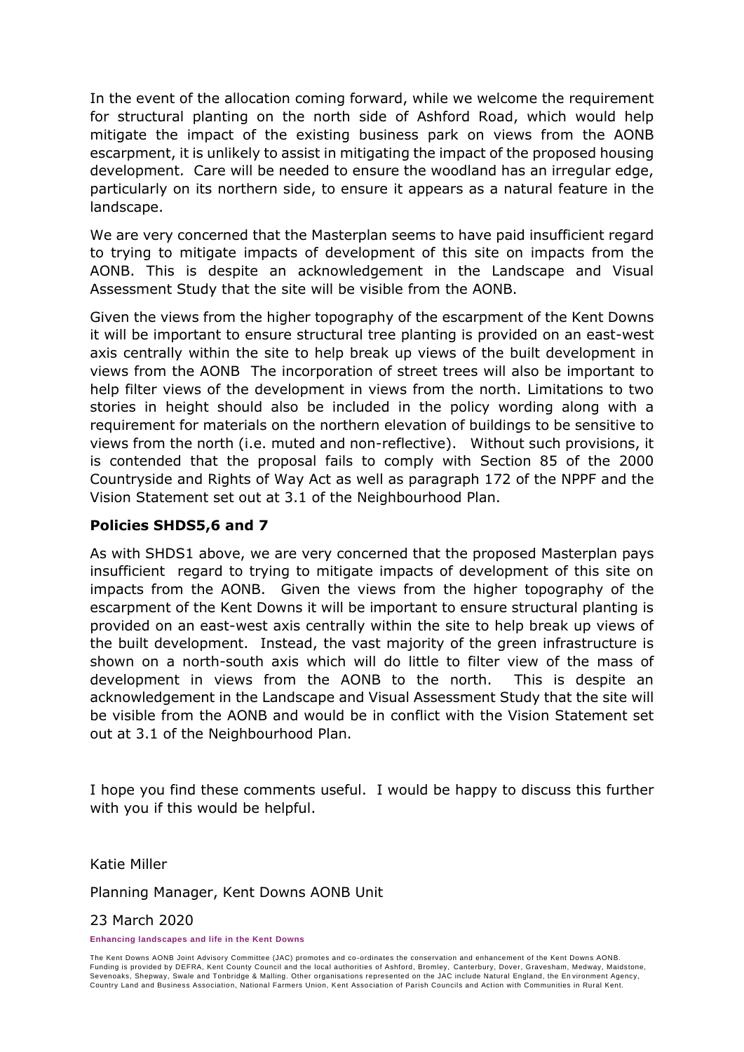In the event of the allocation coming forward, while we welcome the requirement for structural planting on the north side of Ashford Road, which would help mitigate the impact of the existing business park on views from the AONB escarpment, it is unlikely to assist in mitigating the impact of the proposed housing development. Care will be needed to ensure the woodland has an irregular edge, particularly on its northern side, to ensure it appears as a natural feature in the landscape.

We are very concerned that the Masterplan seems to have paid insufficient regard to trying to mitigate impacts of development of this site on impacts from the AONB. This is despite an acknowledgement in the Landscape and Visual Assessment Study that the site will be visible from the AONB.

Given the views from the higher topography of the escarpment of the Kent Downs it will be important to ensure structural tree planting is provided on an east-west axis centrally within the site to help break up views of the built development in views from the AONB The incorporation of street trees will also be important to help filter views of the development in views from the north. Limitations to two stories in height should also be included in the policy wording along with a requirement for materials on the northern elevation of buildings to be sensitive to views from the north (i.e. muted and non-reflective). Without such provisions, it is contended that the proposal fails to comply with Section 85 of the 2000 Countryside and Rights of Way Act as well as paragraph 172 of the NPPF and the Vision Statement set out at 3.1 of the Neighbourhood Plan.

**Policies SHDS5,6 and 7**

As with SHDS1 above, we are very concerned that the proposed Masterplan pays insufficient regard to trying to mitigate impacts of development of this site on impacts from the AONB. Given the views from the higher topography of the escarpment of the Kent Downs it will be important to ensure structural planting is provided on an east-west axis centrally within the site to help break up views of the built development. Instead, the vast majority of the green infrastructure is shown on a north-south axis which will do little to filter view of the mass of development in views from the AONB to the north. This is despite an acknowledgement in the Landscape and Visual Assessment Study that the site will be visible from the AONB and would be in conflict with the Vision Statement set out at 3.1 of the Neighbourhood Plan.

I hope you find these comments useful. I would be happy to discuss this further with you if this would be helpful.

Katie Miller

Planning Manager, Kent Downs AONB Unit

23 March 2020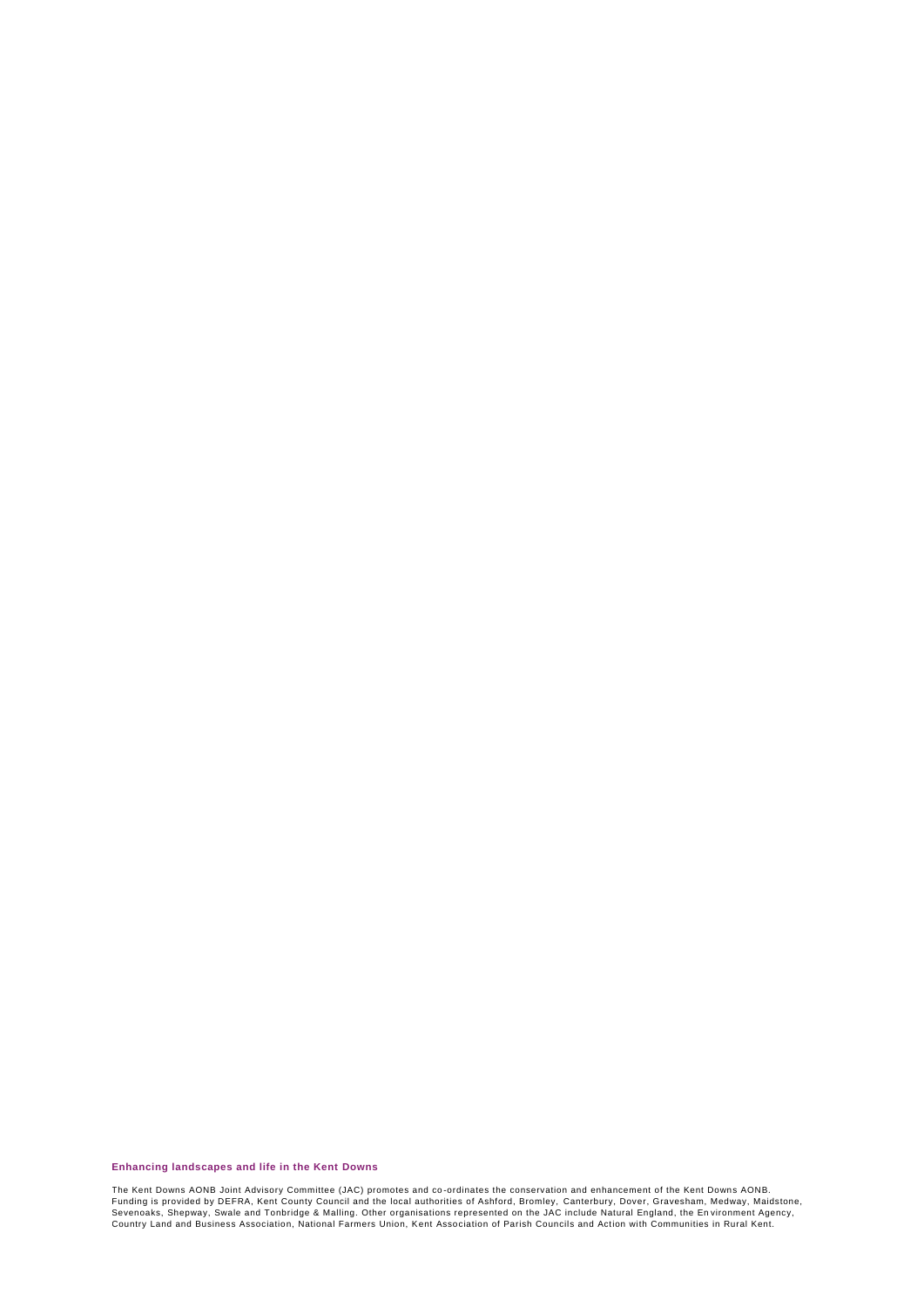**Enhancing landscapes and life in the Kent Downs**

The Kent Downs AONB Joint Advisory Committee (JAC) promotes and co-ordinates the conservation and enhancement of the Kent Downs AONB. Funding is provided by DEFRA, Kent County Council and the local authorities of Ashford, Bromley, Canterbury, Dover, Gravesham, Medway, Maidstone, Sevenoaks, Shepway, Swale and Tonbridge & Malling. Other organisations represented on the JAC include Natural England, the Environment Agency, Country Land and Business Association, National Farmers Union, Kent Association of Parish Councils and Action with Communities in Rural Kent.